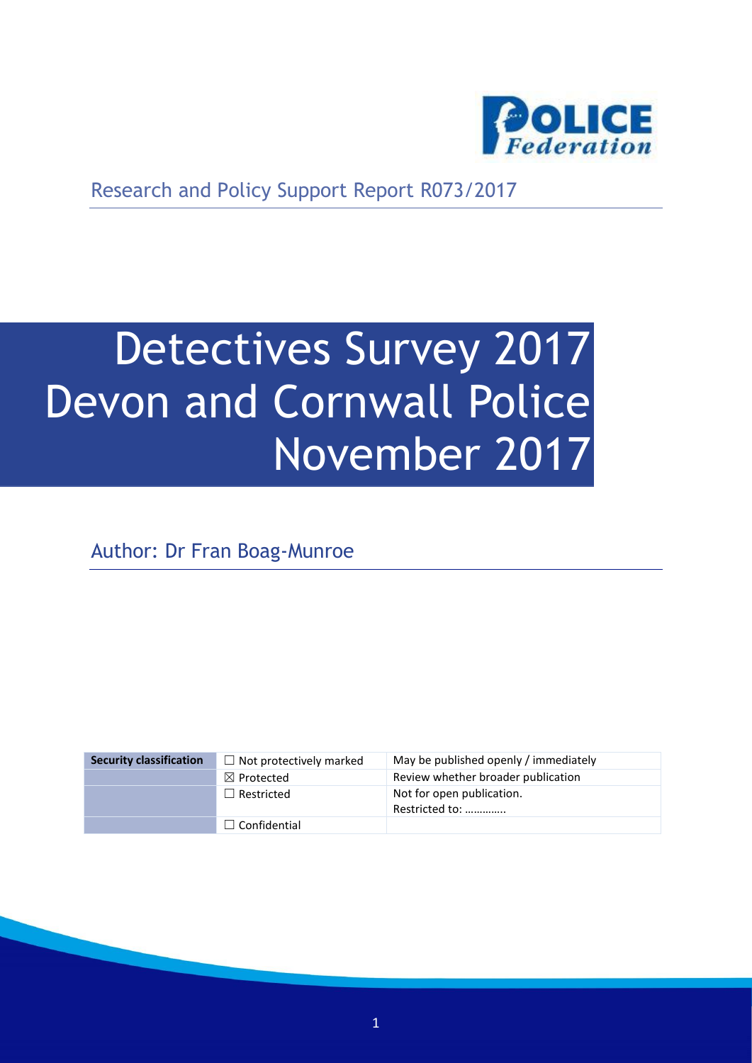Research and Policy Support Report R073/2017

# Detectives Survey 2017 Devon and Cornwall Police November 2017

Author: Dr Fran Boag-Munroe

| Security classification | ☐ Not protectively marked | May be published openly / immediately |
|---|---|---|
| | ☒ Protected | Review whether broader publication |
| | ☐ Restricted | Not for open publication. Restricted to: ………….. |
| | ☐ Confidential | |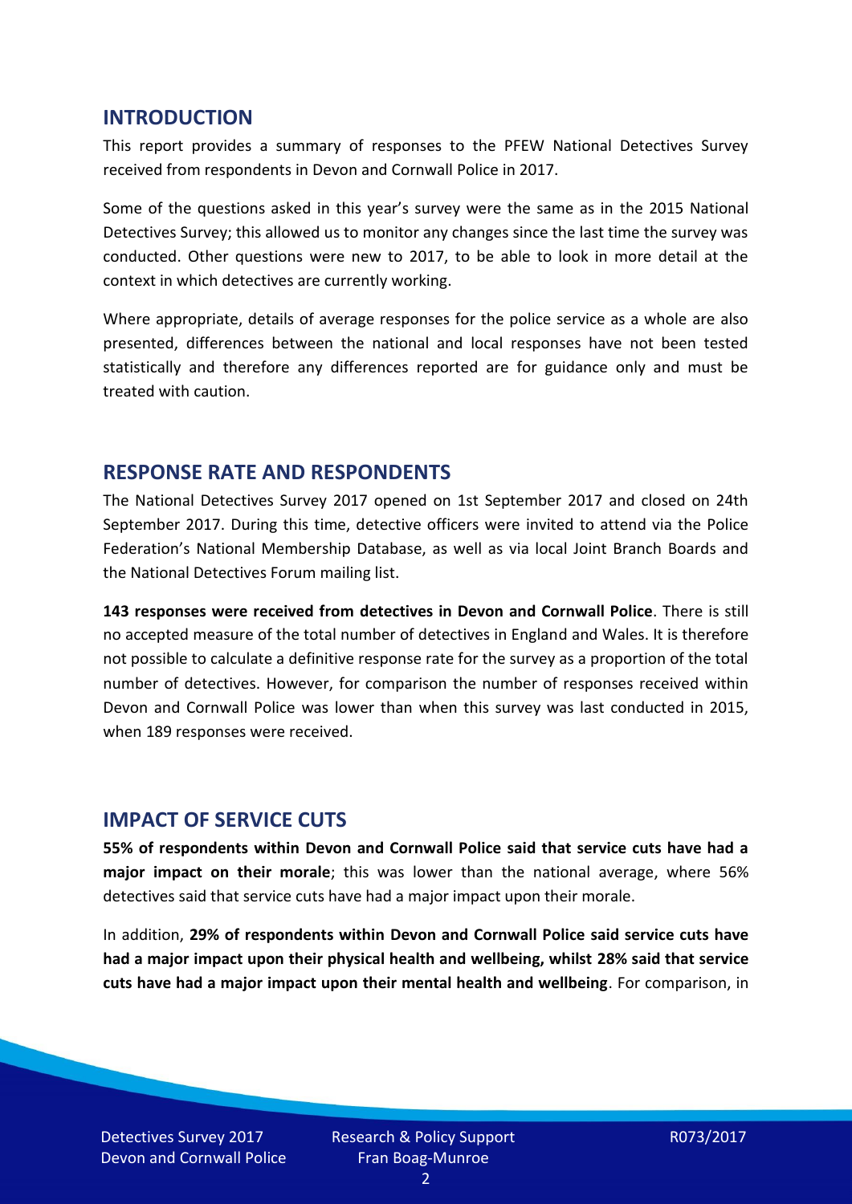## INTRODUCTION

This report provides a summary of responses to the PFEW National Detectives Survey received from respondents in Devon and Cornwall Police in 2017.

Some of the questions asked in this year's survey were the same as in the 2015 National Detectives Survey; this allowed us to monitor any changes since the last time the survey was conducted. Other questions were new to 2017, to be able to look in more detail at the context in which detectives are currently working.

Where appropriate, details of average responses for the police service as a whole are also presented, differences between the national and local responses have not been tested statistically and therefore any differences reported are for guidance only and must be treated with caution.

## RESPONSE RATE AND RESPONDENTS

The National Detectives Survey 2017 opened on 1st September 2017 and closed on 24th September 2017. During this time, detective officers were invited to attend via the Police Federation's National Membership Database, as well as via local Joint Branch Boards and the National Detectives Forum mailing list.

**143 responses were received from detectives in Devon and Cornwall Police**. There is still no accepted measure of the total number of detectives in England and Wales. It is therefore not possible to calculate a definitive response rate for the survey as a proportion of the total number of detectives. However, for comparison the number of responses received within Devon and Cornwall Police was lower than when this survey was last conducted in 2015, when 189 responses were received.

## IMPACT OF SERVICE CUTS

**55% of respondents within Devon and Cornwall Police said that service cuts have had a major impact on their morale**; this was lower than the national average, where 56% detectives said that service cuts have had a major impact upon their morale.

In addition, **29% of respondents within Devon and Cornwall Police said service cuts have had a major impact upon their physical health and wellbeing, whilst 28% said that service cuts have had a major impact upon their mental health and wellbeing**. For comparison, in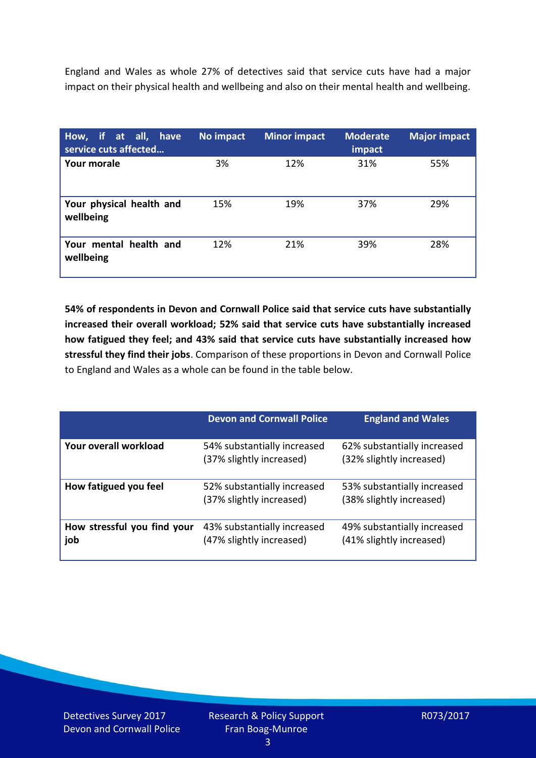England and Wales as whole 27% of detectives said that service cuts have had a major impact on their physical health and wellbeing and also on their mental health and wellbeing.

| How, if at all, have service cuts affected… | No impact | Minor impact | Moderate impact | Major impact |
|---|---|---|---|---|
| **Your morale** | 3% | 12% | 31% | 55% |
| **Your physical health and wellbeing** | 15% | 19% | 37% | 29% |
| **Your mental health and wellbeing** | 12% | 21% | 39% | 28% |

**54% of respondents in Devon and Cornwall Police said that service cuts have substantially increased their overall workload; 52% said that service cuts have substantially increased how fatigued they feel; and 43% said that service cuts have substantially increased how stressful they find their jobs**. Comparison of these proportions in Devon and Cornwall Police to England and Wales as a whole can be found in the table below.

| | Devon and Cornwall Police | England and Wales |
|---|---|---|
| **Your overall workload** | 54% substantially increased (37% slightly increased) | 62% substantially increased (32% slightly increased) |
| **How fatigued you feel** | 52% substantially increased (37% slightly increased) | 53% substantially increased (38% slightly increased) |
| **How stressful you find your job** | 43% substantially increased (47% slightly increased) | 49% substantially increased (41% slightly increased) |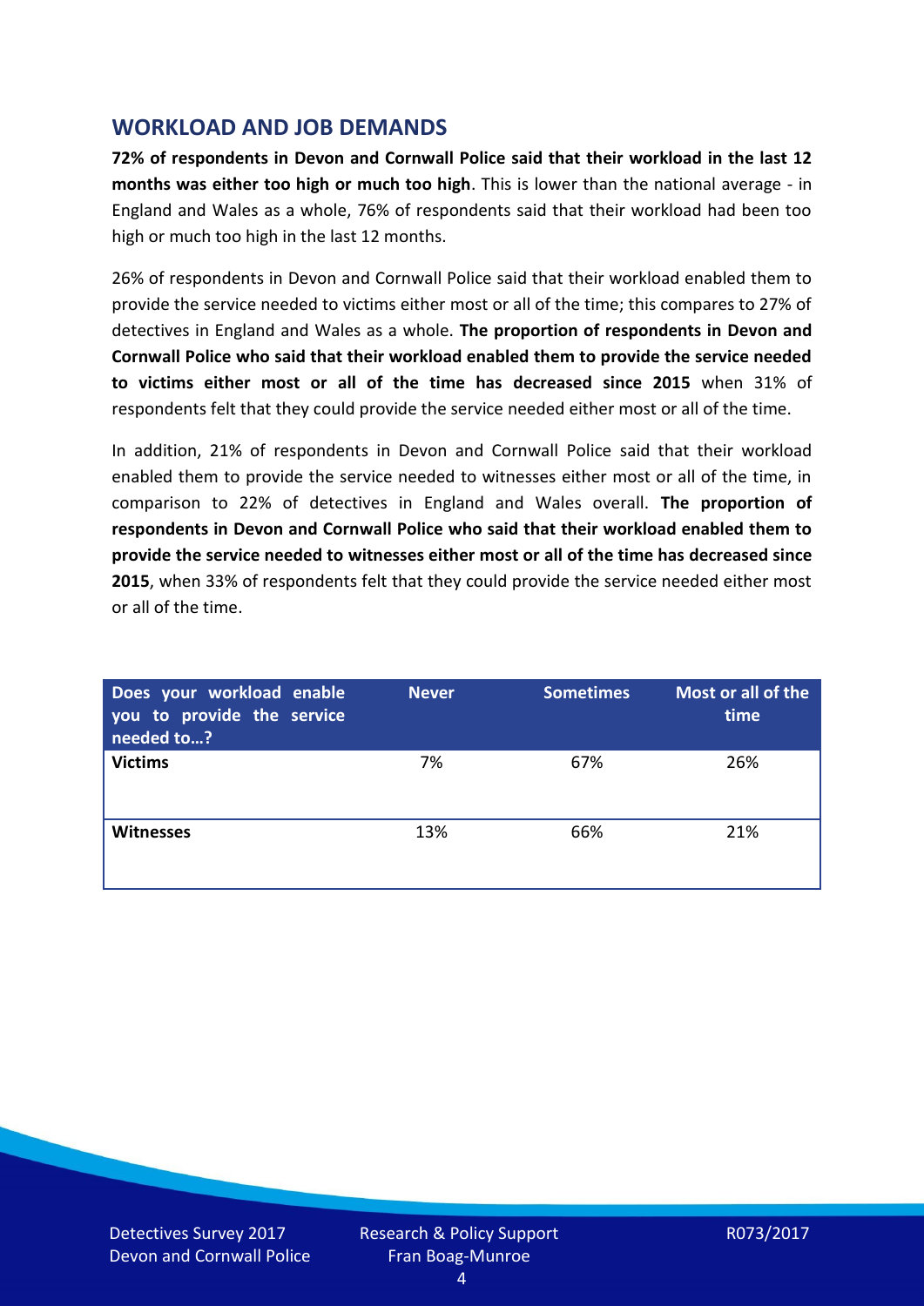## WORKLOAD AND JOB DEMANDS

**72% of respondents in Devon and Cornwall Police said that their workload in the last 12 months was either too high or much too high**. This is lower than the national average - in England and Wales as a whole, 76% of respondents said that their workload had been too high or much too high in the last 12 months.

26% of respondents in Devon and Cornwall Police said that their workload enabled them to provide the service needed to victims either most or all of the time; this compares to 27% of detectives in England and Wales as a whole. **The proportion of respondents in Devon and Cornwall Police who said that their workload enabled them to provide the service needed to victims either most or all of the time has decreased since 2015** when 31% of respondents felt that they could provide the service needed either most or all of the time.

In addition, 21% of respondents in Devon and Cornwall Police said that their workload enabled them to provide the service needed to witnesses either most or all of the time, in comparison to 22% of detectives in England and Wales overall. **The proportion of respondents in Devon and Cornwall Police who said that their workload enabled them to provide the service needed to witnesses either most or all of the time has decreased since 2015**, when 33% of respondents felt that they could provide the service needed either most or all of the time.

| Does your workload enable you to provide the service needed to…? | Never | Sometimes | Most or all of the time |
|---|---|---|---|
| **Victims** | 7% | 67% | 26% |
| **Witnesses** | 13% | 66% | 21% |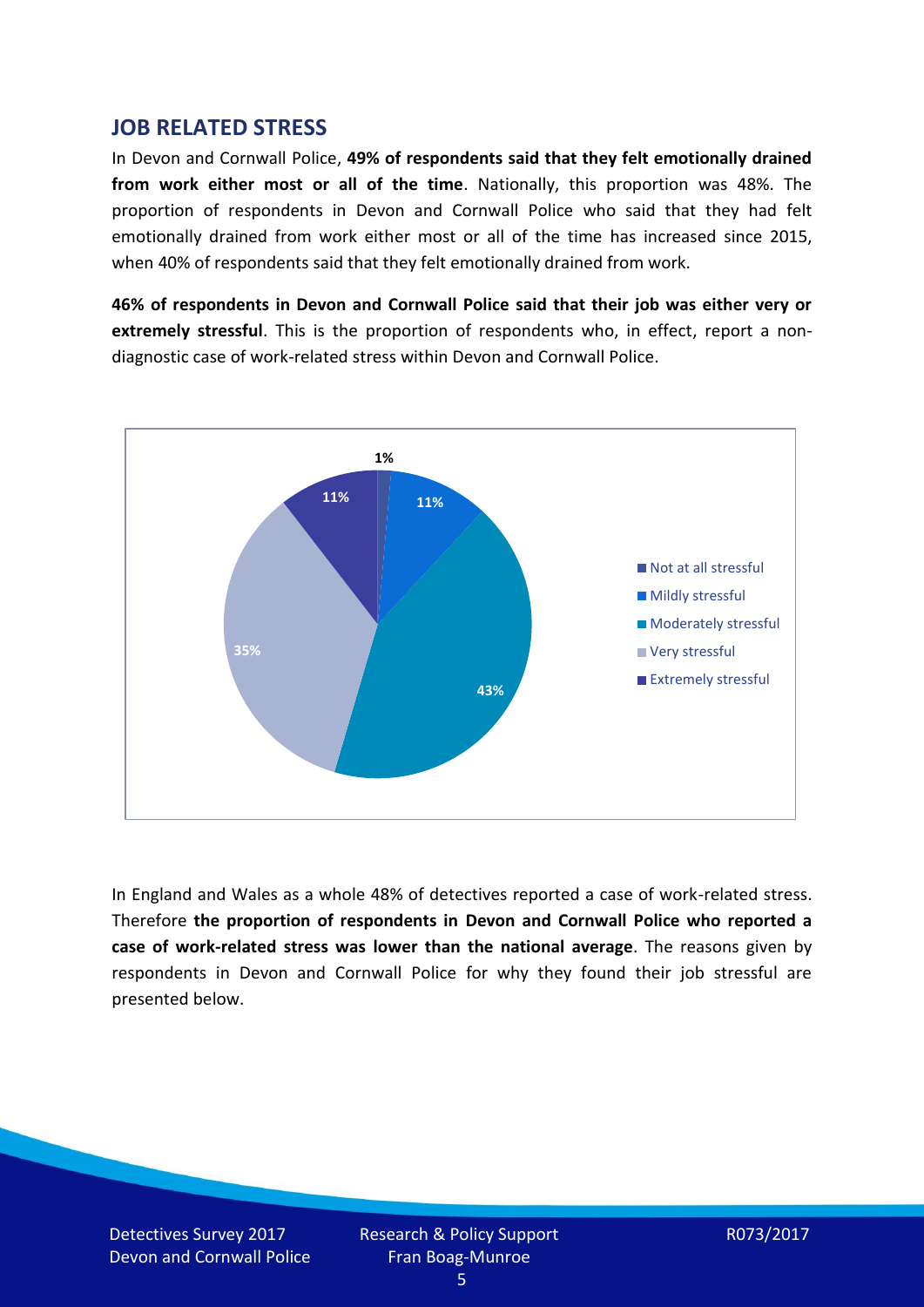## JOB RELATED STRESS

In Devon and Cornwall Police, **49% of respondents said that they felt emotionally drained from work either most or all of the time**. Nationally, this proportion was 48%. The proportion of respondents in Devon and Cornwall Police who said that they had felt emotionally drained from work either most or all of the time has increased since 2015, when 40% of respondents said that they felt emotionally drained from work.

**46% of respondents in Devon and Cornwall Police said that their job was either very or extremely stressful**. This is the proportion of respondents who, in effect, report a non-diagnostic case of work-related stress within Devon and Cornwall Police.

| Response | Percentage |
|---|---|
| Not at all stressful | 1% |
| Mildly stressful | 11% |
| Moderately stressful | 43% |
| Very stressful | 35% |
| Extremely stressful | 11% |

In England and Wales as a whole 48% of detectives reported a case of work-related stress. Therefore **the proportion of respondents in Devon and Cornwall Police who reported a case of work-related stress was lower than the national average**. The reasons given by respondents in Devon and Cornwall Police for why they found their job stressful are presented below.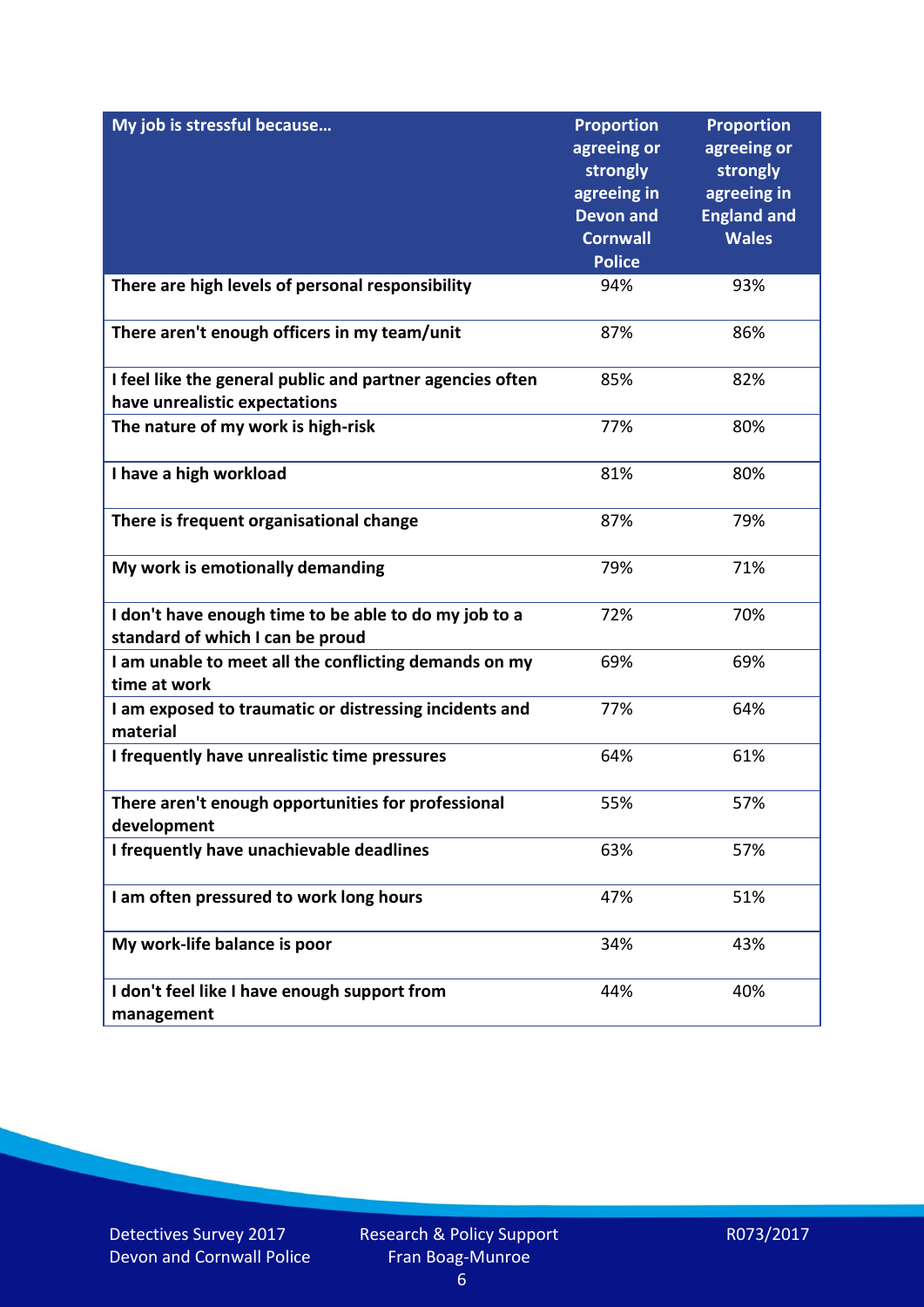| My job is stressful because… | Proportion agreeing or strongly agreeing in Devon and Cornwall Police | Proportion agreeing or strongly agreeing in England and Wales |
|---|---|---|
| There are high levels of personal responsibility | 94% | 93% |
| There aren't enough officers in my team/unit | 87% | 86% |
| I feel like the general public and partner agencies often have unrealistic expectations | 85% | 82% |
| The nature of my work is high-risk | 77% | 80% |
| I have a high workload | 81% | 80% |
| There is frequent organisational change | 87% | 79% |
| My work is emotionally demanding | 79% | 71% |
| I don't have enough time to be able to do my job to a standard of which I can be proud | 72% | 70% |
| I am unable to meet all the conflicting demands on my time at work | 69% | 69% |
| I am exposed to traumatic or distressing incidents and material | 77% | 64% |
| I frequently have unrealistic time pressures | 64% | 61% |
| There aren't enough opportunities for professional development | 55% | 57% |
| I frequently have unachievable deadlines | 63% | 57% |
| I am often pressured to work long hours | 47% | 51% |
| My work-life balance is poor | 34% | 43% |
| I don't feel like I have enough support from management | 44% | 40% |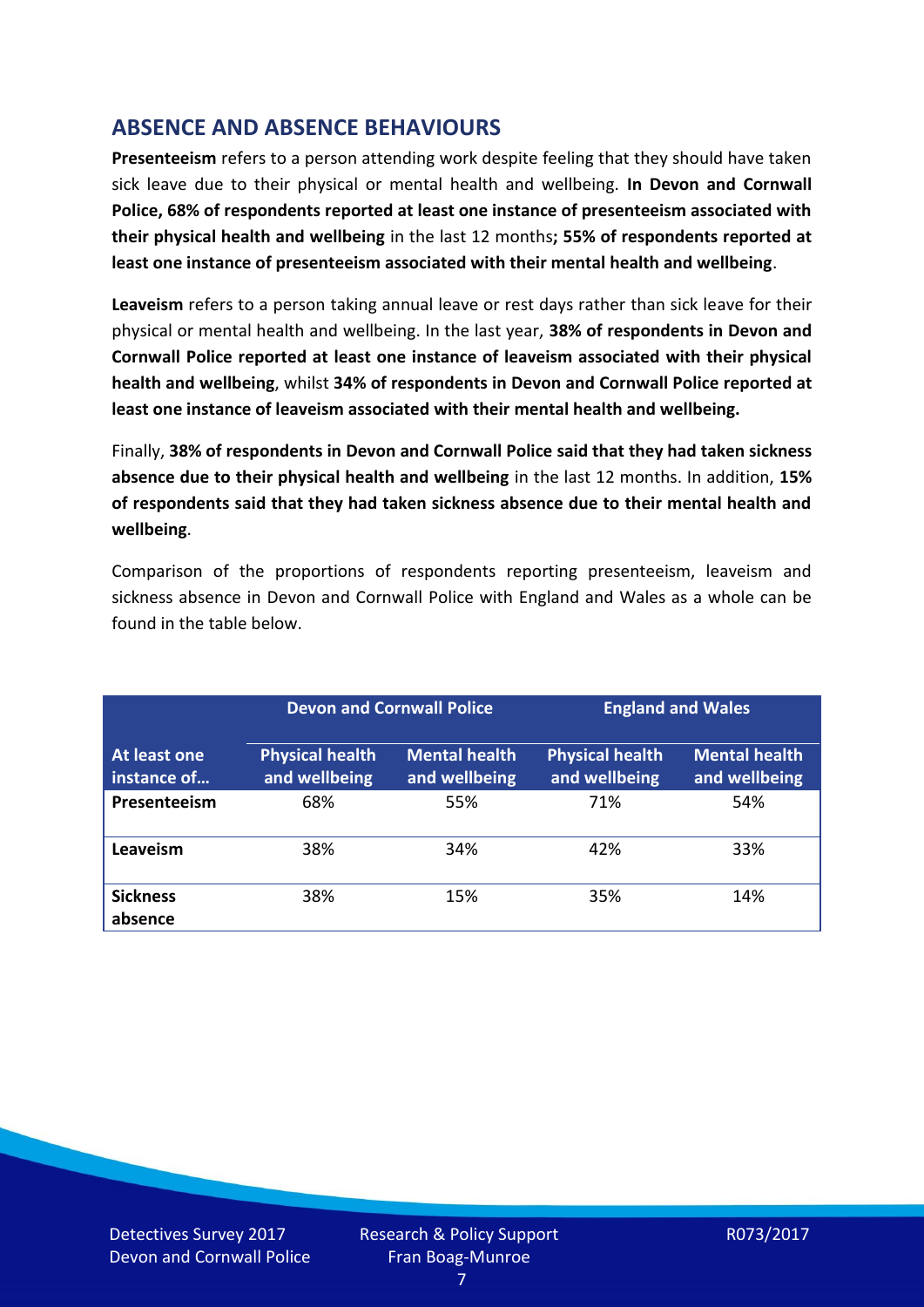## ABSENCE AND ABSENCE BEHAVIOURS

**Presenteeism** refers to a person attending work despite feeling that they should have taken sick leave due to their physical or mental health and wellbeing. **In Devon and Cornwall Police, 68% of respondents reported at least one instance of presenteeism associated with their physical health and wellbeing** in the last 12 months**; 55% of respondents reported at least one instance of presenteeism associated with their mental health and wellbeing**.

**Leaveism** refers to a person taking annual leave or rest days rather than sick leave for their physical or mental health and wellbeing. In the last year, **38% of respondents in Devon and Cornwall Police reported at least one instance of leaveism associated with their physical health and wellbeing**, whilst **34% of respondents in Devon and Cornwall Police reported at least one instance of leaveism associated with their mental health and wellbeing.**

Finally, **38% of respondents in Devon and Cornwall Police said that they had taken sickness absence due to their physical health and wellbeing** in the last 12 months. In addition, **15% of respondents said that they had taken sickness absence due to their mental health and wellbeing**.

Comparison of the proportions of respondents reporting presenteeism, leaveism and sickness absence in Devon and Cornwall Police with England and Wales as a whole can be found in the table below.

| | Devon and Cornwall Police | | England and Wales | |
|---|---|---|---|---|
| **At least one instance of…** | **Physical health and wellbeing** | **Mental health and wellbeing** | **Physical health and wellbeing** | **Mental health and wellbeing** |
| **Presenteeism** | 68% | 55% | 71% | 54% |
| **Leaveism** | 38% | 34% | 42% | 33% |
| **Sickness absence** | 38% | 15% | 35% | 14% |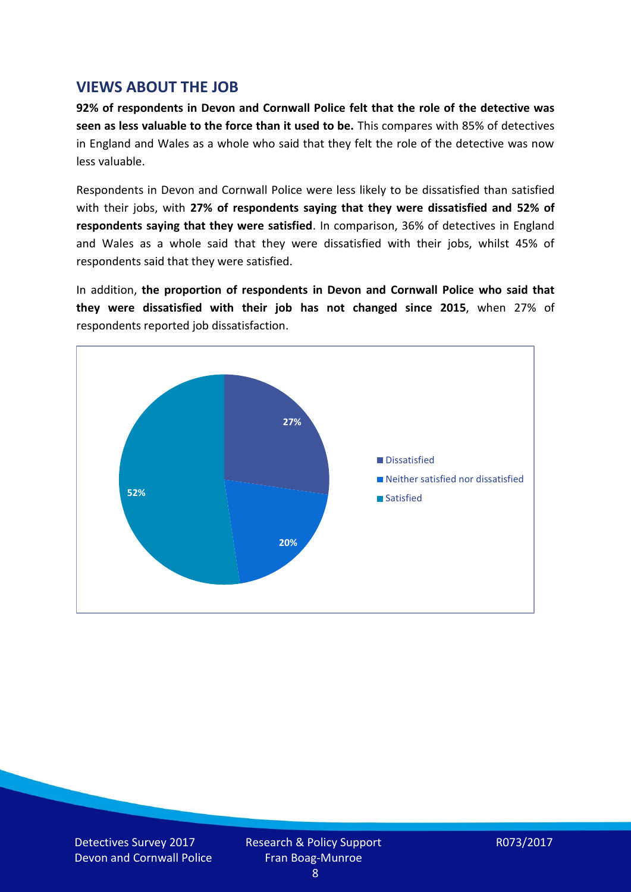## VIEWS ABOUT THE JOB

**92% of respondents in Devon and Cornwall Police felt that the role of the detective was seen as less valuable to the force than it used to be.** This compares with 85% of detectives in England and Wales as a whole who said that they felt the role of the detective was now less valuable.

Respondents in Devon and Cornwall Police were less likely to be dissatisfied than satisfied with their jobs, with **27% of respondents saying that they were dissatisfied and 52% of respondents saying that they were satisfied**. In comparison, 36% of detectives in England and Wales as a whole said that they were dissatisfied with their jobs, whilst 45% of respondents said that they were satisfied.

In addition, **the proportion of respondents in Devon and Cornwall Police who said that they were dissatisfied with their job has not changed since 2015**, when 27% of respondents reported job dissatisfaction.

| Response | Percentage |
| --- | --- |
| Dissatisfied | 27% |
| Neither satisfied nor dissatisfied | 20% |
| Satisfied | 52% |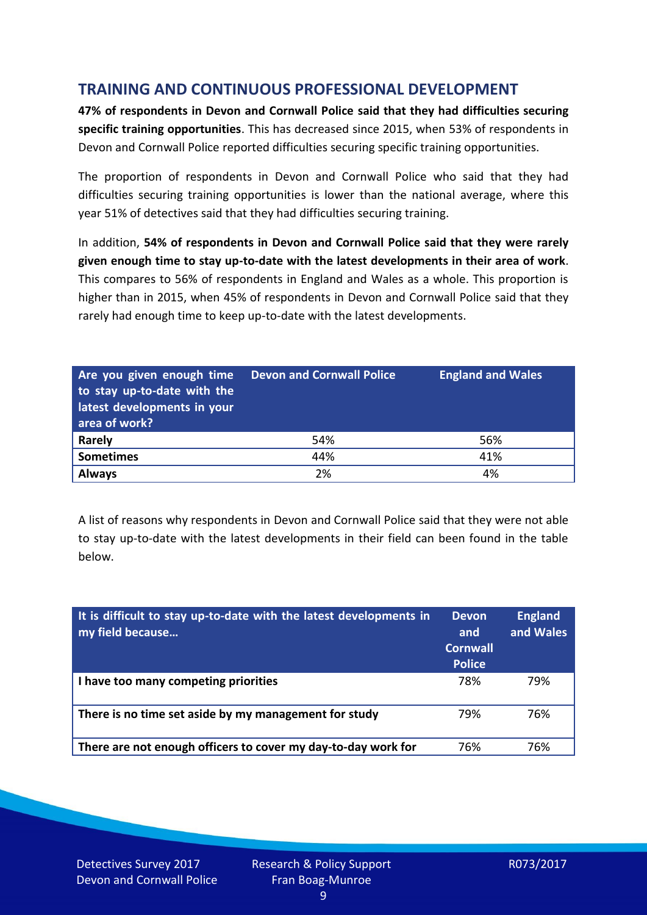## TRAINING AND CONTINUOUS PROFESSIONAL DEVELOPMENT

**47% of respondents in Devon and Cornwall Police said that they had difficulties securing specific training opportunities**. This has decreased since 2015, when 53% of respondents in Devon and Cornwall Police reported difficulties securing specific training opportunities.

The proportion of respondents in Devon and Cornwall Police who said that they had difficulties securing training opportunities is lower than the national average, where this year 51% of detectives said that they had difficulties securing training.

In addition, **54% of respondents in Devon and Cornwall Police said that they were rarely given enough time to stay up-to-date with the latest developments in their area of work**. This compares to 56% of respondents in England and Wales as a whole. This proportion is higher than in 2015, when 45% of respondents in Devon and Cornwall Police said that they rarely had enough time to keep up-to-date with the latest developments.

| Are you given enough time to stay up-to-date with the latest developments in your area of work? | Devon and Cornwall Police | England and Wales |
|---|---|---|
| **Rarely** | 54% | 56% |
| **Sometimes** | 44% | 41% |
| **Always** | 2% | 4% |

A list of reasons why respondents in Devon and Cornwall Police said that they were not able to stay up-to-date with the latest developments in their field can been found in the table below.

| It is difficult to stay up-to-date with the latest developments in my field because… | Devon and Cornwall Police | England and Wales |
|---|---|---|
| **I have too many competing priorities** | 78% | 79% |
| **There is no time set aside by my management for study** | 79% | 76% |
| **There are not enough officers to cover my day-to-day work for** | 76% | 76% |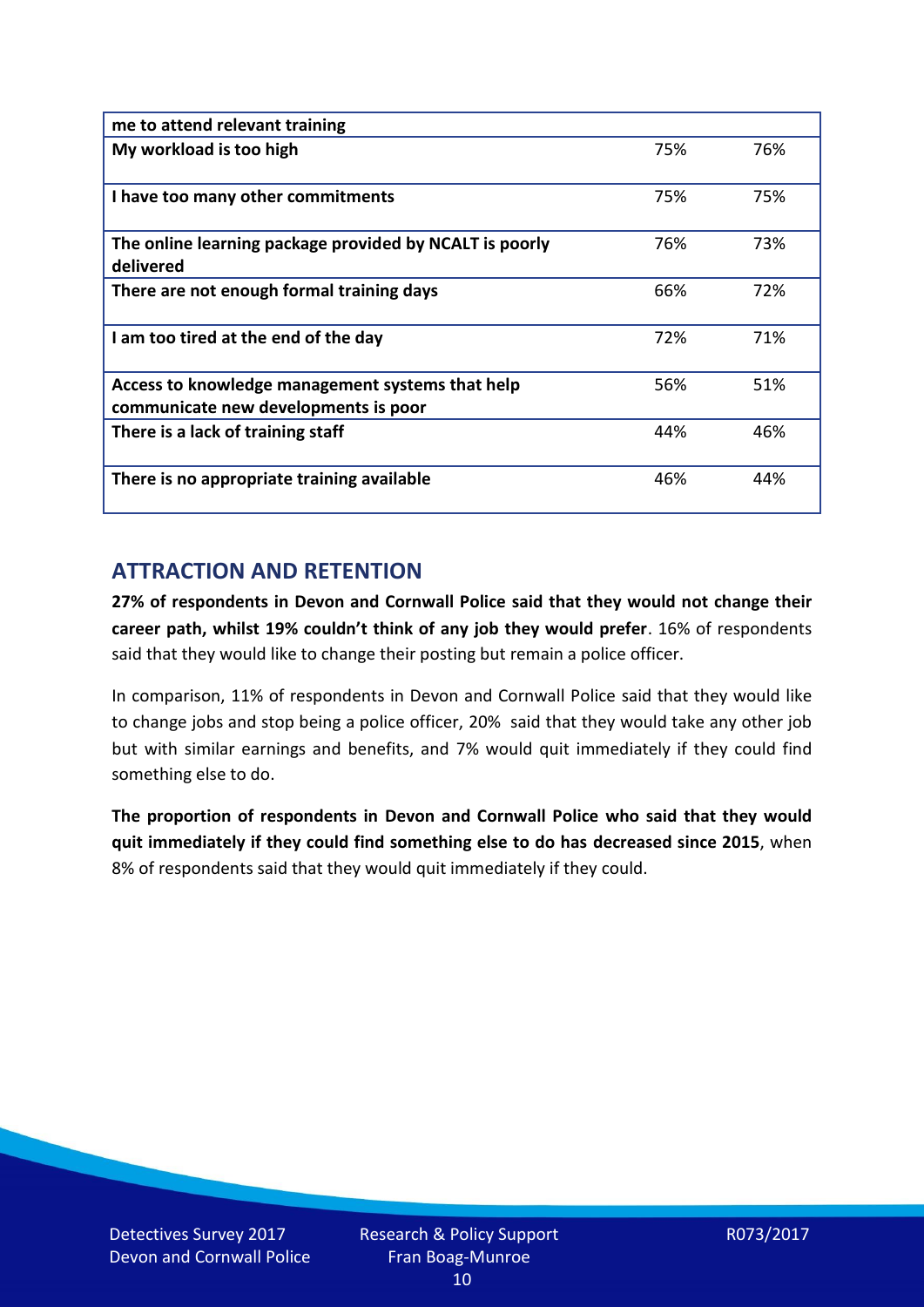| me to attend relevant training | | |
|---|---|---|
| **My workload is too high** | 75% | 76% |
| **I have too many other commitments** | 75% | 75% |
| **The online learning package provided by NCALT is poorly delivered** | 76% | 73% |
| **There are not enough formal training days** | 66% | 72% |
| **I am too tired at the end of the day** | 72% | 71% |
| **Access to knowledge management systems that help communicate new developments is poor** | 56% | 51% |
| **There is a lack of training staff** | 44% | 46% |
| **There is no appropriate training available** | 46% | 44% |

## ATTRACTION AND RETENTION

**27% of respondents in Devon and Cornwall Police said that they would not change their career path, whilst 19% couldn't think of any job they would prefer**. 16% of respondents said that they would like to change their posting but remain a police officer.

In comparison, 11% of respondents in Devon and Cornwall Police said that they would like to change jobs and stop being a police officer, 20% said that they would take any other job but with similar earnings and benefits, and 7% would quit immediately if they could find something else to do.

**The proportion of respondents in Devon and Cornwall Police who said that they would quit immediately if they could find something else to do has decreased since 2015**, when 8% of respondents said that they would quit immediately if they could.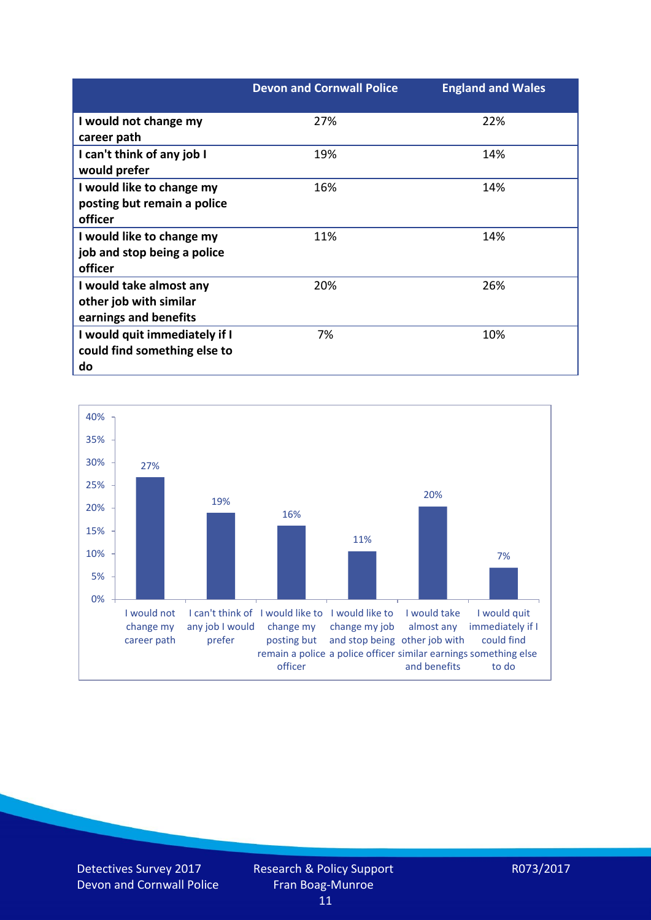| | Devon and Cornwall Police | England and Wales |
|---|---|---|
| I would not change my career path | 27% | 22% |
| I can't think of any job I would prefer | 19% | 14% |
| I would like to change my posting but remain a police officer | 16% | 14% |
| I would like to change my job and stop being a police officer | 11% | 14% |
| I would take almost any other job with similar earnings and benefits | 20% | 26% |
| I would quit immediately if I could find something else to do | 7% | 10% |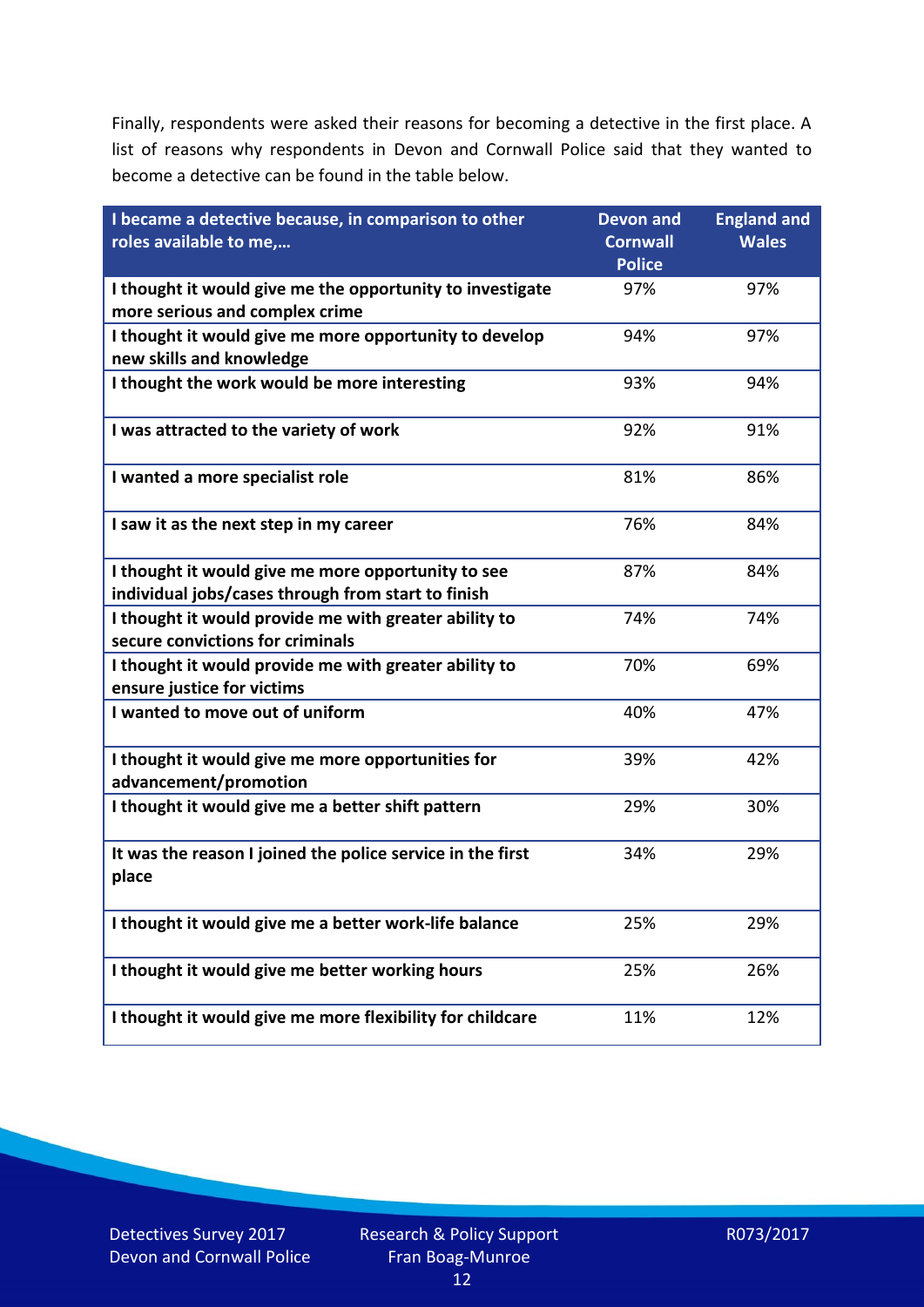Finally, respondents were asked their reasons for becoming a detective in the first place. A list of reasons why respondents in Devon and Cornwall Police said that they wanted to become a detective can be found in the table below.

| I became a detective because, in comparison to other roles available to me,… | Devon and Cornwall Police | England and Wales |
|---|---|---|
| I thought it would give me the opportunity to investigate more serious and complex crime | 97% | 97% |
| I thought it would give me more opportunity to develop new skills and knowledge | 94% | 97% |
| I thought the work would be more interesting | 93% | 94% |
| I was attracted to the variety of work | 92% | 91% |
| I wanted a more specialist role | 81% | 86% |
| I saw it as the next step in my career | 76% | 84% |
| I thought it would give me more opportunity to see individual jobs/cases through from start to finish | 87% | 84% |
| I thought it would provide me with greater ability to secure convictions for criminals | 74% | 74% |
| I thought it would provide me with greater ability to ensure justice for victims | 70% | 69% |
| I wanted to move out of uniform | 40% | 47% |
| I thought it would give me more opportunities for advancement/promotion | 39% | 42% |
| I thought it would give me a better shift pattern | 29% | 30% |
| It was the reason I joined the police service in the first place | 34% | 29% |
| I thought it would give me a better work-life balance | 25% | 29% |
| I thought it would give me better working hours | 25% | 26% |
| I thought it would give me more flexibility for childcare | 11% | 12% |